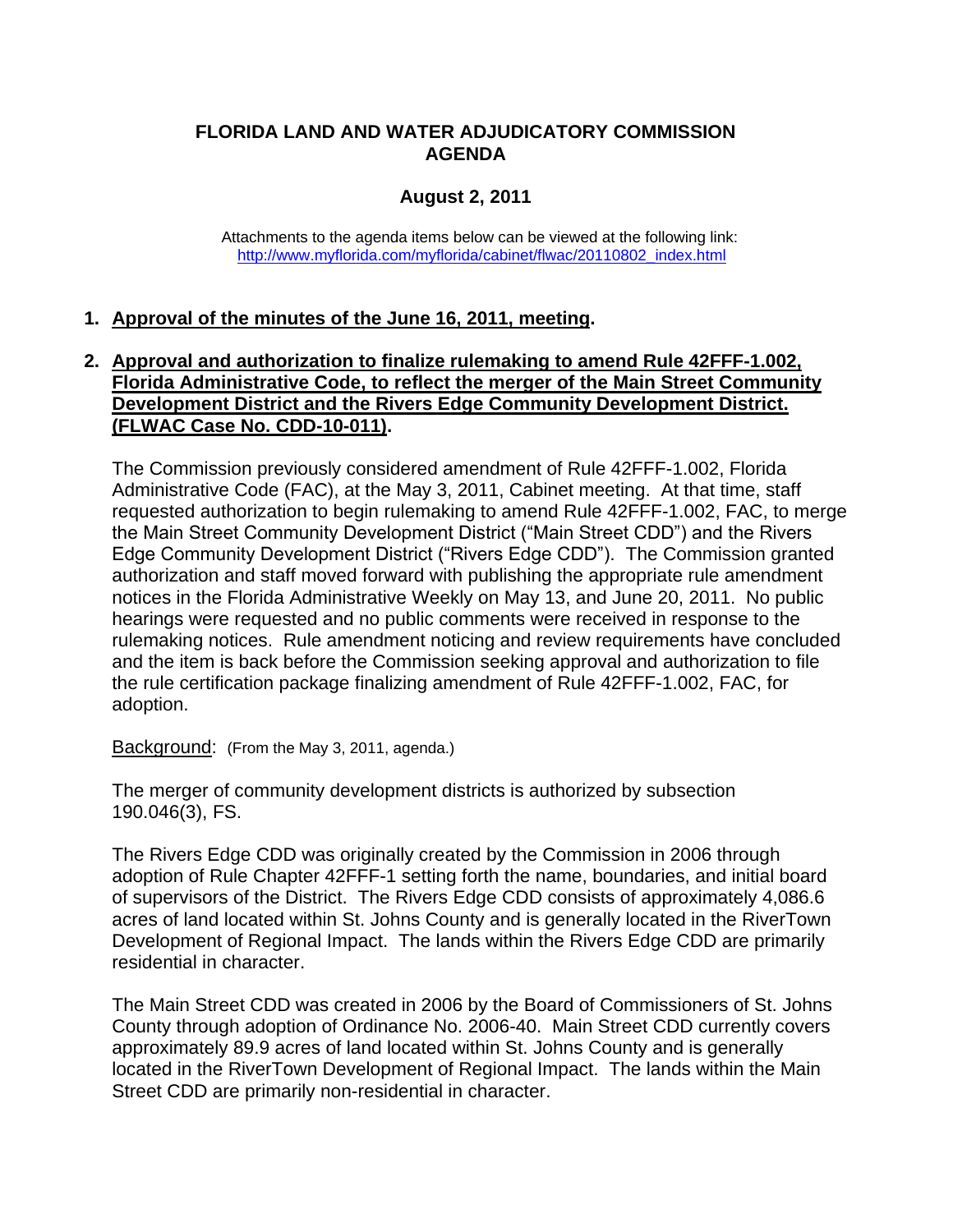# FLORIDA LAND AND WATER ADJUDICATORY COMMISSION AGENDA

## August 2, 2011

Attachments to the agenda items below can be viewed at the following link:
http://www.myflorida.com/myflorida/cabinet/flwac/20110802_index.html

**1. Approval of the minutes of the June 16, 2011, meeting.**

**2. Approval and authorization to finalize rulemaking to amend Rule 42FFF-1.002, Florida Administrative Code, to reflect the merger of the Main Street Community Development District and the Rivers Edge Community Development District. (FLWAC Case No. CDD-10-011).**

The Commission previously considered amendment of Rule 42FFF-1.002, Florida Administrative Code (FAC), at the May 3, 2011, Cabinet meeting. At that time, staff requested authorization to begin rulemaking to amend Rule 42FFF-1.002, FAC, to merge the Main Street Community Development District ("Main Street CDD") and the Rivers Edge Community Development District ("Rivers Edge CDD"). The Commission granted authorization and staff moved forward with publishing the appropriate rule amendment notices in the Florida Administrative Weekly on May 13, and June 20, 2011. No public hearings were requested and no public comments were received in response to the rulemaking notices. Rule amendment noticing and review requirements have concluded and the item is back before the Commission seeking approval and authorization to file the rule certification package finalizing amendment of Rule 42FFF-1.002, FAC, for adoption.

Background: (From the May 3, 2011, agenda.)

The merger of community development districts is authorized by subsection 190.046(3), FS.

The Rivers Edge CDD was originally created by the Commission in 2006 through adoption of Rule Chapter 42FFF-1 setting forth the name, boundaries, and initial board of supervisors of the District. The Rivers Edge CDD consists of approximately 4,086.6 acres of land located within St. Johns County and is generally located in the RiverTown Development of Regional Impact. The lands within the Rivers Edge CDD are primarily residential in character.

The Main Street CDD was created in 2006 by the Board of Commissioners of St. Johns County through adoption of Ordinance No. 2006-40. Main Street CDD currently covers approximately 89.9 acres of land located within St. Johns County and is generally located in the RiverTown Development of Regional Impact. The lands within the Main Street CDD are primarily non-residential in character.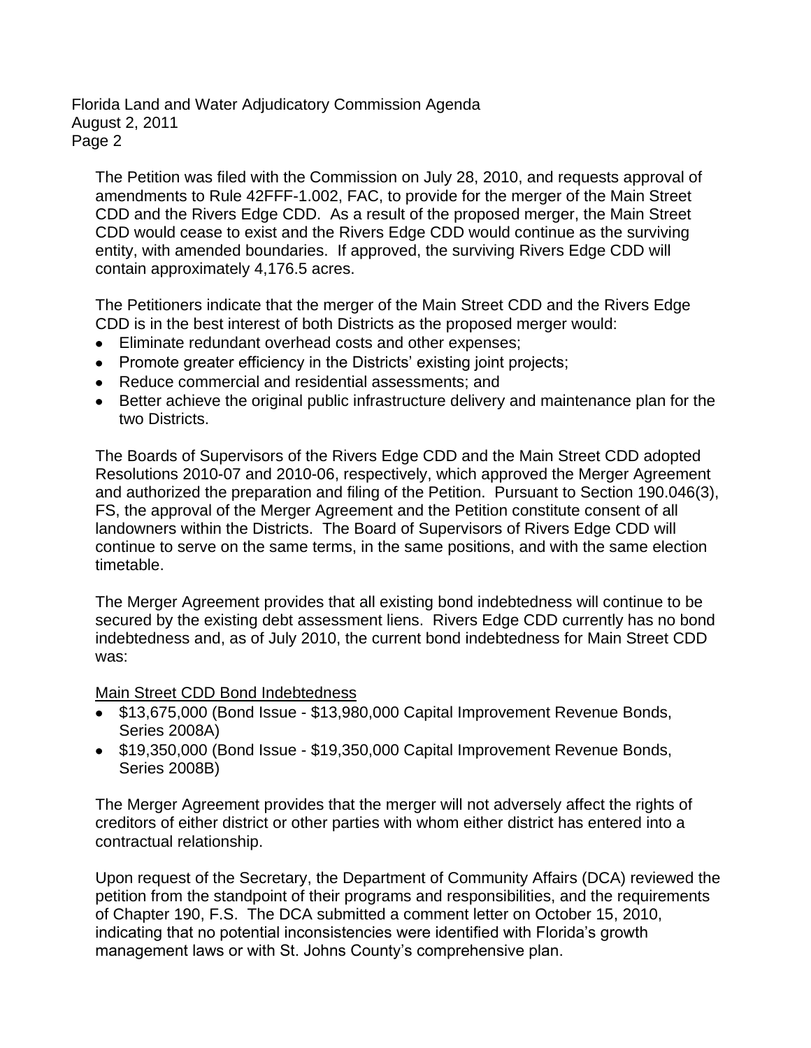The Petition was filed with the Commission on July 28, 2010, and requests approval of amendments to Rule 42FFF-1.002, FAC, to provide for the merger of the Main Street CDD and the Rivers Edge CDD. As a result of the proposed merger, the Main Street CDD would cease to exist and the Rivers Edge CDD would continue as the surviving entity, with amended boundaries. If approved, the surviving Rivers Edge CDD will contain approximately 4,176.5 acres.

The Petitioners indicate that the merger of the Main Street CDD and the Rivers Edge CDD is in the best interest of both Districts as the proposed merger would:

- Eliminate redundant overhead costs and other expenses;
- Promote greater efficiency in the Districts' existing joint projects;
- Reduce commercial and residential assessments; and
- Better achieve the original public infrastructure delivery and maintenance plan for the two Districts.

The Boards of Supervisors of the Rivers Edge CDD and the Main Street CDD adopted Resolutions 2010-07 and 2010-06, respectively, which approved the Merger Agreement and authorized the preparation and filing of the Petition. Pursuant to Section 190.046(3), FS, the approval of the Merger Agreement and the Petition constitute consent of all landowners within the Districts. The Board of Supervisors of Rivers Edge CDD will continue to serve on the same terms, in the same positions, and with the same election timetable.

The Merger Agreement provides that all existing bond indebtedness will continue to be secured by the existing debt assessment liens. Rivers Edge CDD currently has no bond indebtedness and, as of July 2010, the current bond indebtedness for Main Street CDD was:

Main Street CDD Bond Indebtedness

- $13,675,000 (Bond Issue - $13,980,000 Capital Improvement Revenue Bonds, Series 2008A)
- $19,350,000 (Bond Issue - $19,350,000 Capital Improvement Revenue Bonds, Series 2008B)

The Merger Agreement provides that the merger will not adversely affect the rights of creditors of either district or other parties with whom either district has entered into a contractual relationship.

Upon request of the Secretary, the Department of Community Affairs (DCA) reviewed the petition from the standpoint of their programs and responsibilities, and the requirements of Chapter 190, F.S. The DCA submitted a comment letter on October 15, 2010, indicating that no potential inconsistencies were identified with Florida's growth management laws or with St. Johns County's comprehensive plan.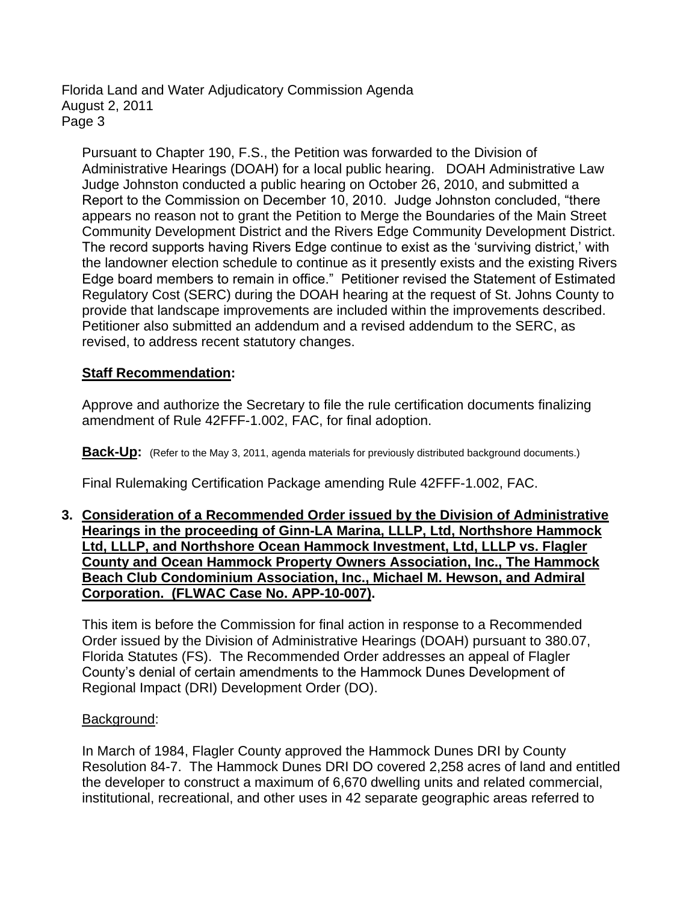Pursuant to Chapter 190, F.S., the Petition was forwarded to the Division of Administrative Hearings (DOAH) for a local public hearing. DOAH Administrative Law Judge Johnston conducted a public hearing on October 26, 2010, and submitted a Report to the Commission on December 10, 2010. Judge Johnston concluded, "there appears no reason not to grant the Petition to Merge the Boundaries of the Main Street Community Development District and the Rivers Edge Community Development District. The record supports having Rivers Edge continue to exist as the 'surviving district,' with the landowner election schedule to continue as it presently exists and the existing Rivers Edge board members to remain in office." Petitioner revised the Statement of Estimated Regulatory Cost (SERC) during the DOAH hearing at the request of St. Johns County to provide that landscape improvements are included within the improvements described. Petitioner also submitted an addendum and a revised addendum to the SERC, as revised, to address recent statutory changes.

**<u>Staff Recommendation</u>:**

Approve and authorize the Secretary to file the rule certification documents finalizing amendment of Rule 42FFF-1.002, FAC, for final adoption.

**<u>Back-Up</u>:** (Refer to the May 3, 2011, agenda materials for previously distributed background documents.)

Final Rulemaking Certification Package amending Rule 42FFF-1.002, FAC.

**3. <u>Consideration of a Recommended Order issued by the Division of Administrative Hearings in the proceeding of Ginn-LA Marina, LLLP, Ltd, Northshore Hammock Ltd, LLLP, and Northshore Ocean Hammock Investment, Ltd, LLLP vs. Flagler County and Ocean Hammock Property Owners Association, Inc., The Hammock Beach Club Condominium Association, Inc., Michael M. Hewson, and Admiral Corporation. (FLWAC Case No. APP-10-007)</u>.**

This item is before the Commission for final action in response to a Recommended Order issued by the Division of Administrative Hearings (DOAH) pursuant to 380.07, Florida Statutes (FS). The Recommended Order addresses an appeal of Flagler County's denial of certain amendments to the Hammock Dunes Development of Regional Impact (DRI) Development Order (DO).

<u>Background</u>:

In March of 1984, Flagler County approved the Hammock Dunes DRI by County Resolution 84-7. The Hammock Dunes DRI DO covered 2,258 acres of land and entitled the developer to construct a maximum of 6,670 dwelling units and related commercial, institutional, recreational, and other uses in 42 separate geographic areas referred to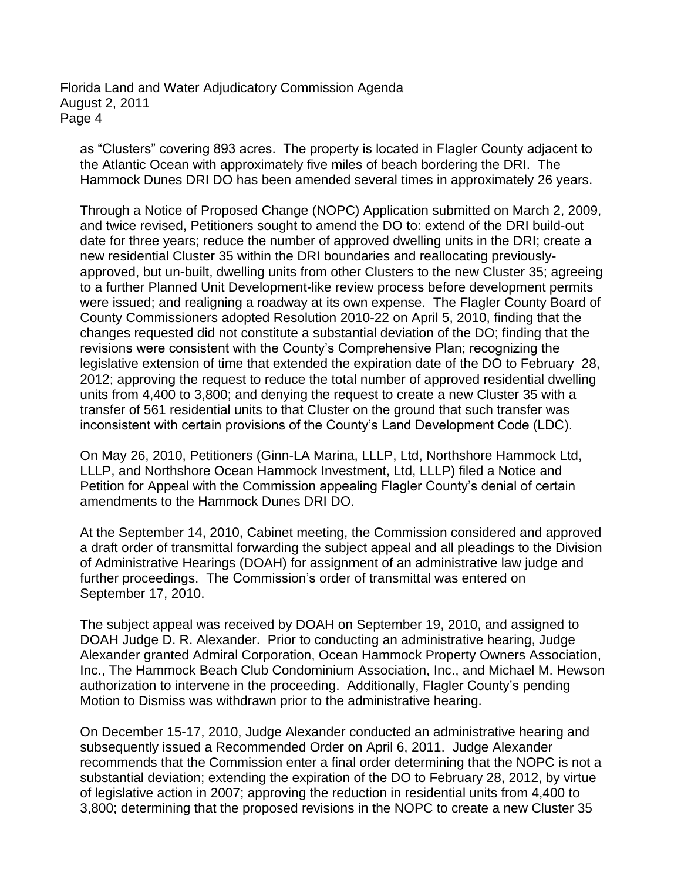as "Clusters" covering 893 acres. The property is located in Flagler County adjacent to the Atlantic Ocean with approximately five miles of beach bordering the DRI. The Hammock Dunes DRI DO has been amended several times in approximately 26 years.

Through a Notice of Proposed Change (NOPC) Application submitted on March 2, 2009, and twice revised, Petitioners sought to amend the DO to: extend of the DRI build-out date for three years; reduce the number of approved dwelling units in the DRI; create a new residential Cluster 35 within the DRI boundaries and reallocating previously-approved, but un-built, dwelling units from other Clusters to the new Cluster 35; agreeing to a further Planned Unit Development-like review process before development permits were issued; and realigning a roadway at its own expense. The Flagler County Board of County Commissioners adopted Resolution 2010-22 on April 5, 2010, finding that the changes requested did not constitute a substantial deviation of the DO; finding that the revisions were consistent with the County's Comprehensive Plan; recognizing the legislative extension of time that extended the expiration date of the DO to February 28, 2012; approving the request to reduce the total number of approved residential dwelling units from 4,400 to 3,800; and denying the request to create a new Cluster 35 with a transfer of 561 residential units to that Cluster on the ground that such transfer was inconsistent with certain provisions of the County's Land Development Code (LDC).

On May 26, 2010, Petitioners (Ginn-LA Marina, LLLP, Ltd, Northshore Hammock Ltd, LLLP, and Northshore Ocean Hammock Investment, Ltd, LLLP) filed a Notice and Petition for Appeal with the Commission appealing Flagler County's denial of certain amendments to the Hammock Dunes DRI DO.

At the September 14, 2010, Cabinet meeting, the Commission considered and approved a draft order of transmittal forwarding the subject appeal and all pleadings to the Division of Administrative Hearings (DOAH) for assignment of an administrative law judge and further proceedings. The Commission's order of transmittal was entered on September 17, 2010.

The subject appeal was received by DOAH on September 19, 2010, and assigned to DOAH Judge D. R. Alexander. Prior to conducting an administrative hearing, Judge Alexander granted Admiral Corporation, Ocean Hammock Property Owners Association, Inc., The Hammock Beach Club Condominium Association, Inc., and Michael M. Hewson authorization to intervene in the proceeding. Additionally, Flagler County's pending Motion to Dismiss was withdrawn prior to the administrative hearing.

On December 15-17, 2010, Judge Alexander conducted an administrative hearing and subsequently issued a Recommended Order on April 6, 2011. Judge Alexander recommends that the Commission enter a final order determining that the NOPC is not a substantial deviation; extending the expiration of the DO to February 28, 2012, by virtue of legislative action in 2007; approving the reduction in residential units from 4,400 to 3,800; determining that the proposed revisions in the NOPC to create a new Cluster 35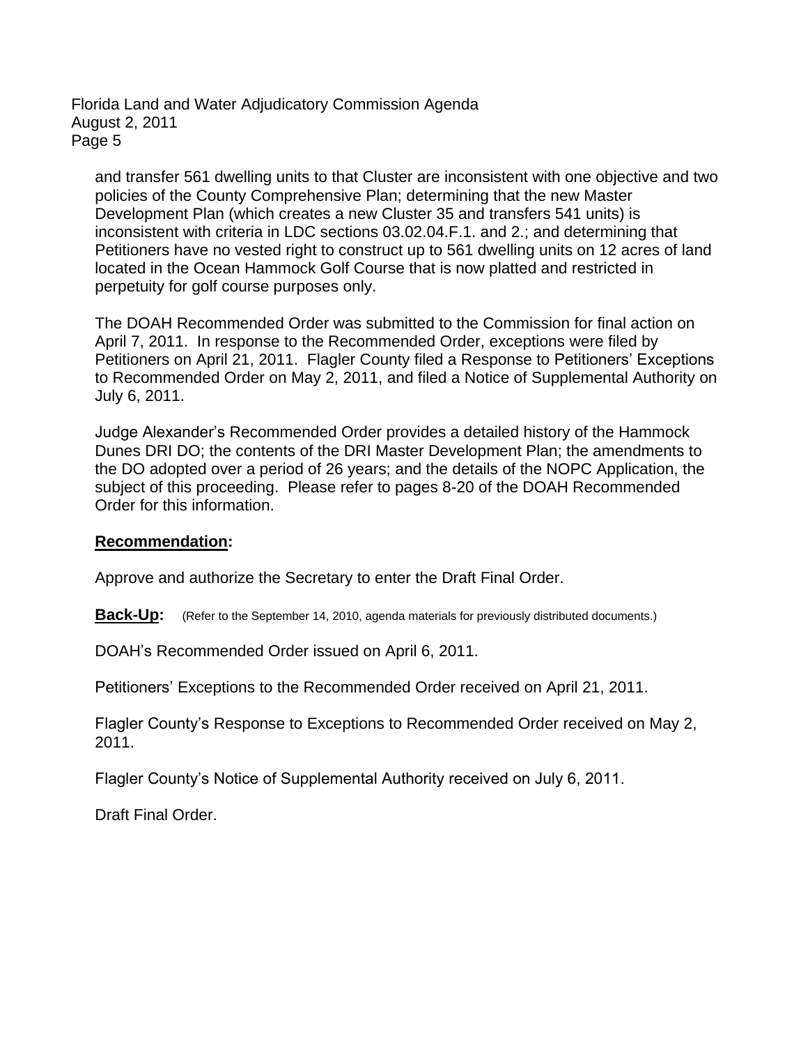and transfer 561 dwelling units to that Cluster are inconsistent with one objective and two policies of the County Comprehensive Plan; determining that the new Master Development Plan (which creates a new Cluster 35 and transfers 541 units) is inconsistent with criteria in LDC sections 03.02.04.F.1. and 2.; and determining that Petitioners have no vested right to construct up to 561 dwelling units on 12 acres of land located in the Ocean Hammock Golf Course that is now platted and restricted in perpetuity for golf course purposes only.

The DOAH Recommended Order was submitted to the Commission for final action on April 7, 2011. In response to the Recommended Order, exceptions were filed by Petitioners on April 21, 2011. Flagler County filed a Response to Petitioners' Exceptions to Recommended Order on May 2, 2011, and filed a Notice of Supplemental Authority on July 6, 2011.

Judge Alexander's Recommended Order provides a detailed history of the Hammock Dunes DRI DO; the contents of the DRI Master Development Plan; the amendments to the DO adopted over a period of 26 years; and the details of the NOPC Application, the subject of this proceeding. Please refer to pages 8-20 of the DOAH Recommended Order for this information.

**Recommendation:**

Approve and authorize the Secretary to enter the Draft Final Order.

**Back-Up:** (Refer to the September 14, 2010, agenda materials for previously distributed documents.)

DOAH's Recommended Order issued on April 6, 2011.

Petitioners' Exceptions to the Recommended Order received on April 21, 2011.

Flagler County's Response to Exceptions to Recommended Order received on May 2, 2011.

Flagler County's Notice of Supplemental Authority received on July 6, 2011.

Draft Final Order.